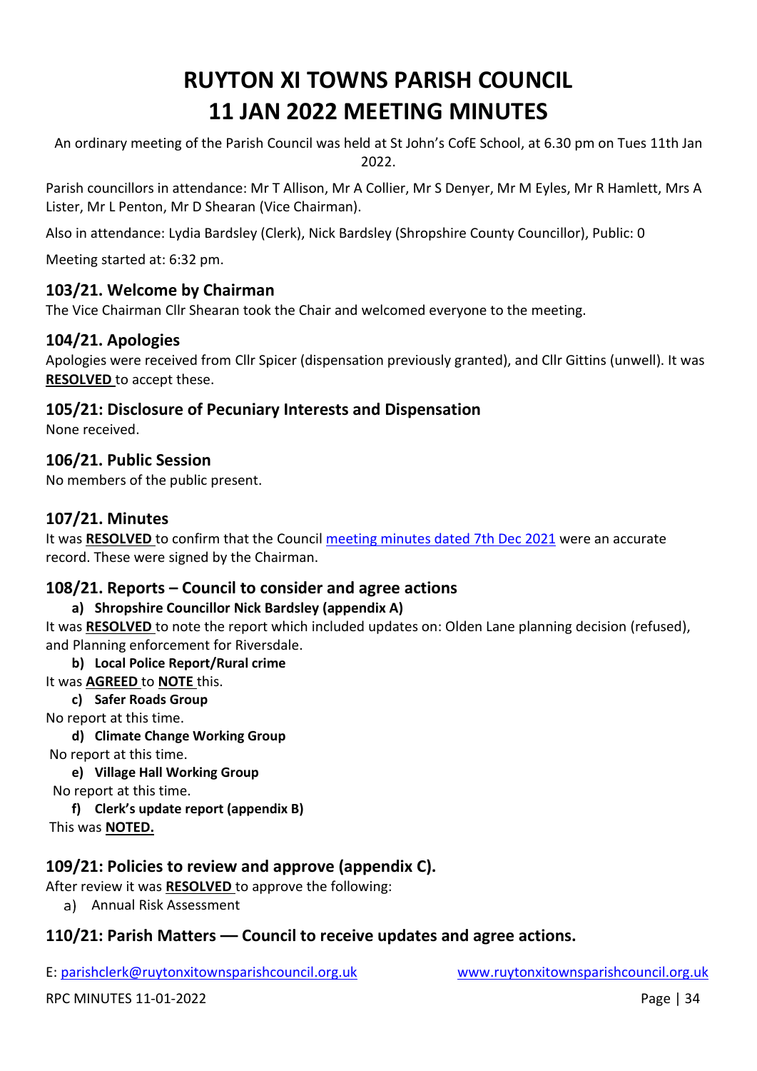# RUYTON XI TOWNS PARISH COUNCIL
# 11 JAN 2022 MEETING MINUTES

An ordinary meeting of the Parish Council was held at St John's CofE School, at 6.30 pm on Tues 11th Jan 2022.

Parish councillors in attendance: Mr T Allison, Mr A Collier, Mr S Denyer, Mr M Eyles, Mr R Hamlett, Mrs A Lister, Mr L Penton, Mr D Shearan (Vice Chairman).

Also in attendance: Lydia Bardsley (Clerk), Nick Bardsley (Shropshire County Councillor), Public: 0

Meeting started at: 6:32 pm.

### 103/21. Welcome by Chairman

The Vice Chairman Cllr Shearan took the Chair and welcomed everyone to the meeting.

### 104/21. Apologies

Apologies were received from Cllr Spicer (dispensation previously granted), and Cllr Gittins (unwell). It was **RESOLVED** to accept these.

### 105/21: Disclosure of Pecuniary Interests and Dispensation

None received.

### 106/21. Public Session

No members of the public present.

### 107/21. Minutes

It was **RESOLVED** to confirm that the Council meeting minutes dated 7th Dec 2021 were an accurate record. These were signed by the Chairman.

### 108/21. Reports – Council to consider and agree actions

**a) Shropshire Councillor Nick Bardsley (appendix A)**

It was **RESOLVED** to note the report which included updates on: Olden Lane planning decision (refused), and Planning enforcement for Riversdale.

**b) Local Police Report/Rural crime**

It was **AGREED** to **NOTE** this.

**c) Safer Roads Group**

No report at this time.

**d) Climate Change Working Group**

No report at this time.

**e) Village Hall Working Group**

No report at this time.

**f) Clerk's update report (appendix B)**

This was **NOTED.**

### 109/21: Policies to review and approve (appendix C).

After review it was **RESOLVED** to approve the following:

a) Annual Risk Assessment

### 110/21: Parish Matters — Council to receive updates and agree actions.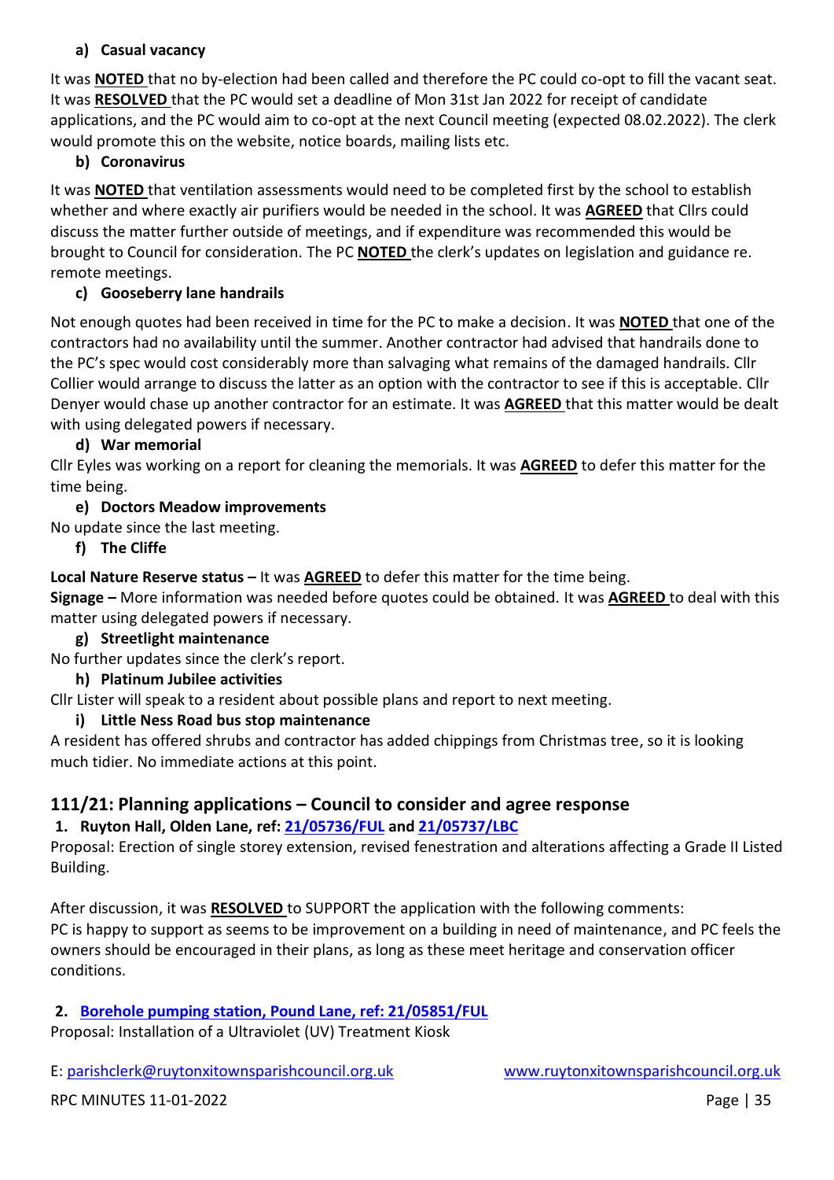**a) Casual vacancy**

It was **NOTED** that no by-election had been called and therefore the PC could co-opt to fill the vacant seat. It was **RESOLVED** that the PC would set a deadline of Mon 31st Jan 2022 for receipt of candidate applications, and the PC would aim to co-opt at the next Council meeting (expected 08.02.2022). The clerk would promote this on the website, notice boards, mailing lists etc.

**b) Coronavirus**

It was **NOTED** that ventilation assessments would need to be completed first by the school to establish whether and where exactly air purifiers would be needed in the school. It was **AGREED** that Cllrs could discuss the matter further outside of meetings, and if expenditure was recommended this would be brought to Council for consideration. The PC **NOTED** the clerk's updates on legislation and guidance re. remote meetings.

**c) Gooseberry lane handrails**

Not enough quotes had been received in time for the PC to make a decision. It was **NOTED** that one of the contractors had no availability until the summer. Another contractor had advised that handrails done to the PC's spec would cost considerably more than salvaging what remains of the damaged handrails. Cllr Collier would arrange to discuss the latter as an option with the contractor to see if this is acceptable. Cllr Denyer would chase up another contractor for an estimate. It was **AGREED** that this matter would be dealt with using delegated powers if necessary.

**d) War memorial**

Cllr Eyles was working on a report for cleaning the memorials. It was **AGREED** to defer this matter for the time being.

**e) Doctors Meadow improvements**

No update since the last meeting.

**f) The Cliffe**

**Local Nature Reserve status –** It was **AGREED** to defer this matter for the time being.

**Signage –** More information was needed before quotes could be obtained. It was **AGREED** to deal with this matter using delegated powers if necessary.

**g) Streetlight maintenance**

No further updates since the clerk's report.

**h) Platinum Jubilee activities**

Cllr Lister will speak to a resident about possible plans and report to next meeting.

**i) Little Ness Road bus stop maintenance**

A resident has offered shrubs and contractor has added chippings from Christmas tree, so it is looking much tidier. No immediate actions at this point.

## 111/21: Planning applications – Council to consider and agree response

**1. Ruyton Hall, Olden Lane, ref: 21/05736/FUL and 21/05737/LBC**

Proposal: Erection of single storey extension, revised fenestration and alterations affecting a Grade II Listed Building.

After discussion, it was **RESOLVED** to SUPPORT the application with the following comments:
PC is happy to support as seems to be improvement on a building in need of maintenance, and PC feels the owners should be encouraged in their plans, as long as these meet heritage and conservation officer conditions.

**2. Borehole pumping station, Pound Lane, ref: 21/05851/FUL**

Proposal: Installation of a Ultraviolet (UV) Treatment Kiosk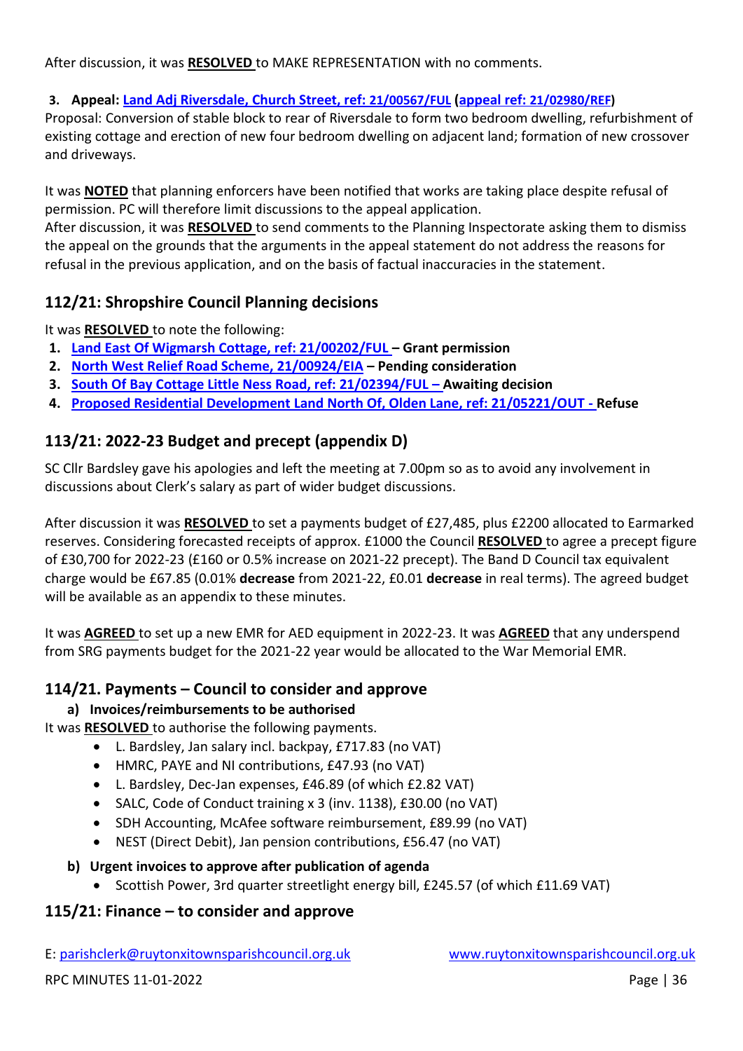After discussion, it was **RESOLVED** to MAKE REPRESENTATION with no comments.

3. **Appeal: [Land Adj Riversdale, Church Street, ref: 21/00567/FUL](#) ([appeal ref: 21/02980/REF](#))**

Proposal: Conversion of stable block to rear of Riversdale to form two bedroom dwelling, refurbishment of existing cottage and erection of new four bedroom dwelling on adjacent land; formation of new crossover and driveways.

It was **NOTED** that planning enforcers have been notified that works are taking place despite refusal of permission. PC will therefore limit discussions to the appeal application.

After discussion, it was **RESOLVED** to send comments to the Planning Inspectorate asking them to dismiss the appeal on the grounds that the arguments in the appeal statement do not address the reasons for refusal in the previous application, and on the basis of factual inaccuracies in the statement.

## 112/21: Shropshire Council Planning decisions

It was **RESOLVED** to note the following:

1. **[Land East Of Wigmarsh Cottage, ref: 21/00202/FUL](#) – Grant permission**
2. **[North West Relief Road Scheme, 21/00924/EIA](#) – Pending consideration**
3. **[South Of Bay Cottage Little Ness Road, ref: 21/02394/FUL –](#) Awaiting decision**
4. **[Proposed Residential Development Land North Of, Olden Lane, ref: 21/05221/OUT -](#) Refuse**

## 113/21: 2022-23 Budget and precept (appendix D)

SC Cllr Bardsley gave his apologies and left the meeting at 7.00pm so as to avoid any involvement in discussions about Clerk's salary as part of wider budget discussions.

After discussion it was **RESOLVED** to set a payments budget of £27,485, plus £2200 allocated to Earmarked reserves. Considering forecasted receipts of approx. £1000 the Council **RESOLVED** to agree a precept figure of £30,700 for 2022-23 (£160 or 0.5% increase on 2021-22 precept). The Band D Council tax equivalent charge would be £67.85 (0.01% **decrease** from 2021-22, £0.01 **decrease** in real terms). The agreed budget will be available as an appendix to these minutes.

It was **AGREED** to set up a new EMR for AED equipment in 2022-23. It was **AGREED** that any underspend from SRG payments budget for the 2021-22 year would be allocated to the War Memorial EMR.

## 114/21. Payments – Council to consider and approve

**a) Invoices/reimbursements to be authorised**

It was **RESOLVED** to authorise the following payments.

- L. Bardsley, Jan salary incl. backpay, £717.83 (no VAT)
- HMRC, PAYE and NI contributions, £47.93 (no VAT)
- L. Bardsley, Dec-Jan expenses, £46.89 (of which £2.82 VAT)
- SALC, Code of Conduct training x 3 (inv. 1138), £30.00 (no VAT)
- SDH Accounting, McAfee software reimbursement, £89.99 (no VAT)
- NEST (Direct Debit), Jan pension contributions, £56.47 (no VAT)

**b) Urgent invoices to approve after publication of agenda**

- Scottish Power, 3rd quarter streetlight energy bill, £245.57 (of which £11.69 VAT)

## 115/21: Finance – to consider and approve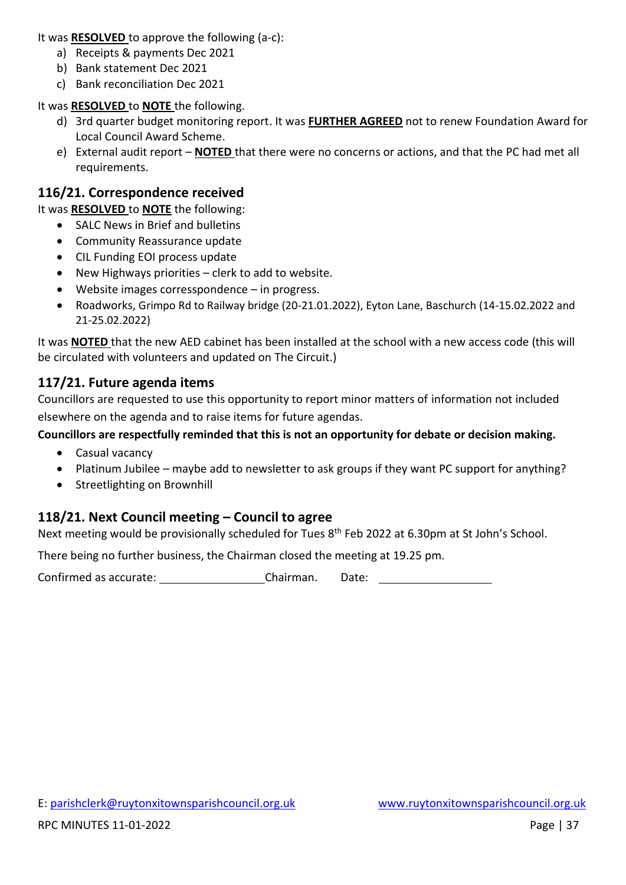It was **RESOLVED** to approve the following (a-c):

a) Receipts & payments Dec 2021
b) Bank statement Dec 2021
c) Bank reconciliation Dec 2021

It was **RESOLVED** to **NOTE** the following.

d) 3rd quarter budget monitoring report. It was **FURTHER AGREED** not to renew Foundation Award for Local Council Award Scheme.
e) External audit report – **NOTED** that there were no concerns or actions, and that the PC had met all requirements.

## 116/21. Correspondence received

It was **RESOLVED** to **NOTE** the following:

- SALC News in Brief and bulletins
- Community Reassurance update
- CIL Funding EOI process update
- New Highways priorities – clerk to add to website.
- Website images corresspondence – in progress.
- Roadworks, Grimpo Rd to Railway bridge (20-21.01.2022), Eyton Lane, Baschurch (14-15.02.2022 and 21-25.02.2022)

It was **NOTED** that the new AED cabinet has been installed at the school with a new access code (this will be circulated with volunteers and updated on The Circuit.)

## 117/21. Future agenda items

Councillors are requested to use this opportunity to report minor matters of information not included elsewhere on the agenda and to raise items for future agendas.

**Councillors are respectfully reminded that this is not an opportunity for debate or decision making.**

- Casual vacancy
- Platinum Jubilee – maybe add to newsletter to ask groups if they want PC support for anything?
- Streetlighting on Brownhill

## 118/21. Next Council meeting – Council to agree

Next meeting would be provisionally scheduled for Tues 8th Feb 2022 at 6.30pm at St John's School.

There being no further business, the Chairman closed the meeting at 19.25 pm.

Confirmed as accurate: ________________ Chairman. Date: ________________

E: parishclerk@ruytonxitownsparishcouncil.org.uk www.ruytonxitownsparishcouncil.org.uk

RPC MINUTES 11-01-2022